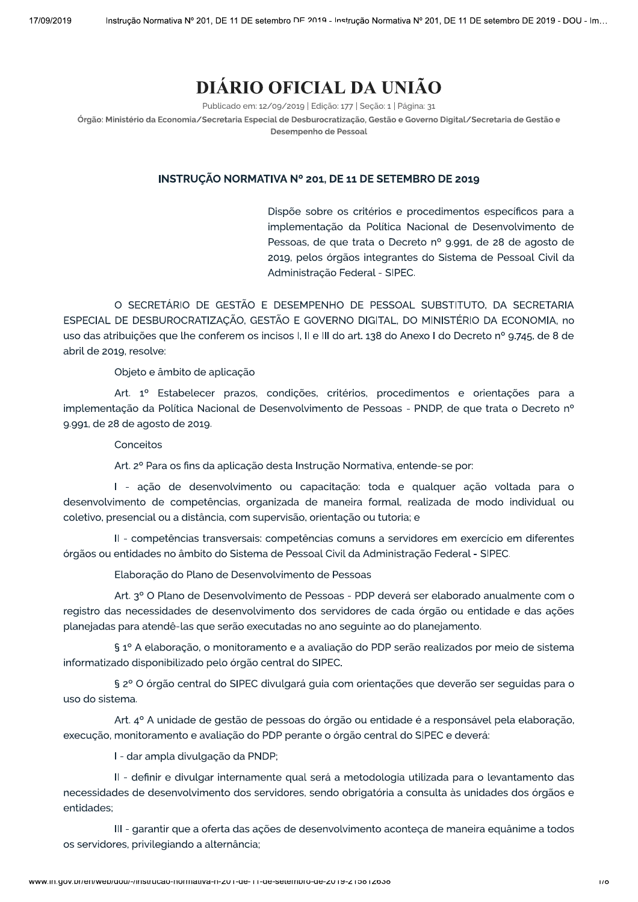# DIÁRIO OFICIAL DA UNIÃO

Publicado em: 12/09/2019 | Edição: 177 | Seção: 1 | Página: 31

**Órgão: Ministério da Economia/Secretaria Especial de Desburocratização, Gestão e Governo Digital/Secretaria de Gestão e Desempenho de Pessoal**

## INSTRUÇÃO NORMATIVA Nº 201, DE 11 DE SETEMBRO DE 2019

Dispõe sobre os critérios e procedimentos específicos para a implementação da Política Nacional de Desenvolvimento de Pessoas, de que trata o Decreto nº 9.991, de 28 de agosto de 2019, pelos órgãos integrantes do Sistema de Pessoal Civil da Administração Federal - SIPEC.

O SECRETÁRIO DE GESTÃO E DESEMPENHO DE PESSOAL SUBSTITUTO, DA SECRETARIA ESPECIAL DE DESBUROCRATIZAÇÃO, GESTÃO E GOVERNO DIGITAL, DO MINISTÉRIO DA ECONOMIA, no uso das atribuições que lhe conferem os incisos I, II e III do art. 138 do Anexo I do Decreto nº 9.745, de 8 de abril de 2019, resolve:

Objeto e âmbito de aplicação

Art. 1º Estabelecer prazos, condições, critérios, procedimentos e orientações para a implementação da Política Nacional de Desenvolvimento de Pessoas - PNDP, de que trata o Decreto nº 9.991, de 28 de agosto de 2019.

Conceitos

Art. 2º Para os fins da aplicação desta Instrução Normativa, entende-se por:

I - ação de desenvolvimento ou capacitação: toda e qualquer ação voltada para o desenvolvimento de competências, organizada de maneira formal, realizada de modo individual ou coletivo, presencial ou a distância, com supervisão, orientação ou tutoria; e

II - competências transversais: competências comuns a servidores em exercício em diferentes órgãos ou entidades no âmbito do Sistema de Pessoal Civil da Administração Federal - SIPEC.

Elaboração do Plano de Desenvolvimento de Pessoas

Art. 3º O Plano de Desenvolvimento de Pessoas - PDP deverá ser elaborado anualmente com o registro das necessidades de desenvolvimento dos servidores de cada órgão ou entidade e das ações planejadas para atendê-las que serão executadas no ano seguinte ao do planejamento.

§ 1º A elaboração, o monitoramento e a avaliação do PDP serão realizados por meio de sistema informatizado disponibilizado pelo órgão central do SIPEC.

§ 2º O órgão central do SIPEC divulgará guia com orientações que deverão ser seguidas para o uso do sistema.

Art. 4º A unidade de gestão de pessoas do órgão ou entidade é a responsável pela elaboração, execução, monitoramento e avaliação do PDP perante o órgão central do SIPEC e deverá:

I - dar ampla divulgação da PNDP;

II - definir e divulgar internamente qual será a metodologia utilizada para o levantamento das necessidades de desenvolvimento dos servidores, sendo obrigatória a consulta às unidades dos órgãos e entidades;

III - garantir que a oferta das ações de desenvolvimento aconteça de maneira equânime a todos os servidores, privilegiando a alternância;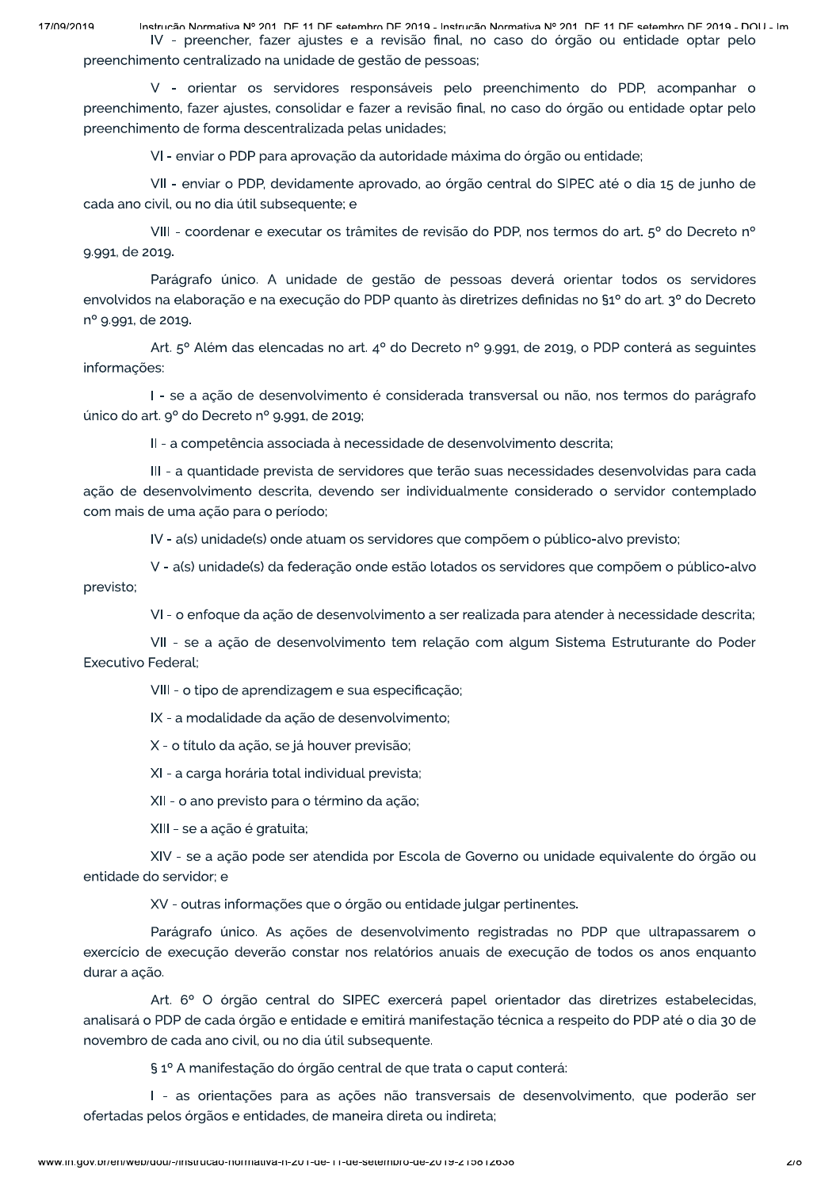IV - preencher, fazer ajustes e a revisão final, no caso do órgão ou entidade optar pelo preenchimento centralizado na unidade de gestão de pessoas;

V - orientar os servidores responsáveis pelo preenchimento do PDP, acompanhar o preenchimento, fazer ajustes, consolidar e fazer a revisão final, no caso do órgão ou entidade optar pelo preenchimento de forma descentralizada pelas unidades;

VI - enviar o PDP para aprovação da autoridade máxima do órgão ou entidade;

VII - enviar o PDP, devidamente aprovado, ao órgão central do SIPEC até o dia 15 de junho de cada ano civil, ou no dia útil subsequente; e

VIII - coordenar e executar os trâmites de revisão do PDP, nos termos do art. 5º do Decreto nº 9.991, de 2019.

Parágrafo único. A unidade de gestão de pessoas deverá orientar todos os servidores envolvidos na elaboração e na execução do PDP quanto às diretrizes definidas no §1º do art. 3º do Decreto nº 9.991, de 2019.

Art. 5º Além das elencadas no art. 4º do Decreto nº 9.991, de 2019, o PDP conterá as seguintes informações:

I - se a ação de desenvolvimento é considerada transversal ou não, nos termos do parágrafo único do art. 9º do Decreto nº 9.991, de 2019;

II - a competência associada à necessidade de desenvolvimento descrita;

III - a quantidade prevista de servidores que terão suas necessidades desenvolvidas para cada ação de desenvolvimento descrita, devendo ser individualmente considerado o servidor contemplado com mais de uma ação para o período;

IV - a(s) unidade(s) onde atuam os servidores que compõem o público-alvo previsto;

V - a(s) unidade(s) da federação onde estão lotados os servidores que compõem o público-alvo previsto;

VI - o enfoque da ação de desenvolvimento a ser realizada para atender à necessidade descrita;

VII - se a ação de desenvolvimento tem relação com algum Sistema Estruturante do Poder Executivo Federal;

VIII - o tipo de aprendizagem e sua especificação;

IX - a modalidade da ação de desenvolvimento;

X - o título da ação, se já houver previsão;

XI - a carga horária total individual prevista;

XII - o ano previsto para o término da ação;

XIII - se a ação é gratuita;

XIV - se a ação pode ser atendida por Escola de Governo ou unidade equivalente do órgão ou entidade do servidor; e

XV - outras informações que o órgão ou entidade julgar pertinentes.

Parágrafo único. As ações de desenvolvimento registradas no PDP que ultrapassarem o exercício de execução deverão constar nos relatórios anuais de execução de todos os anos enquanto durar a ação.

Art. 6º O órgão central do SIPEC exercerá papel orientador das diretrizes estabelecidas, analisará o PDP de cada órgão e entidade e emitirá manifestação técnica a respeito do PDP até o dia 30 de novembro de cada ano civil, ou no dia útil subsequente.

§ 1º A manifestação do órgão central de que trata o caput conterá:

I - as orientações para as ações não transversais de desenvolvimento, que poderão ser ofertadas pelos órgãos e entidades, de maneira direta ou indireta;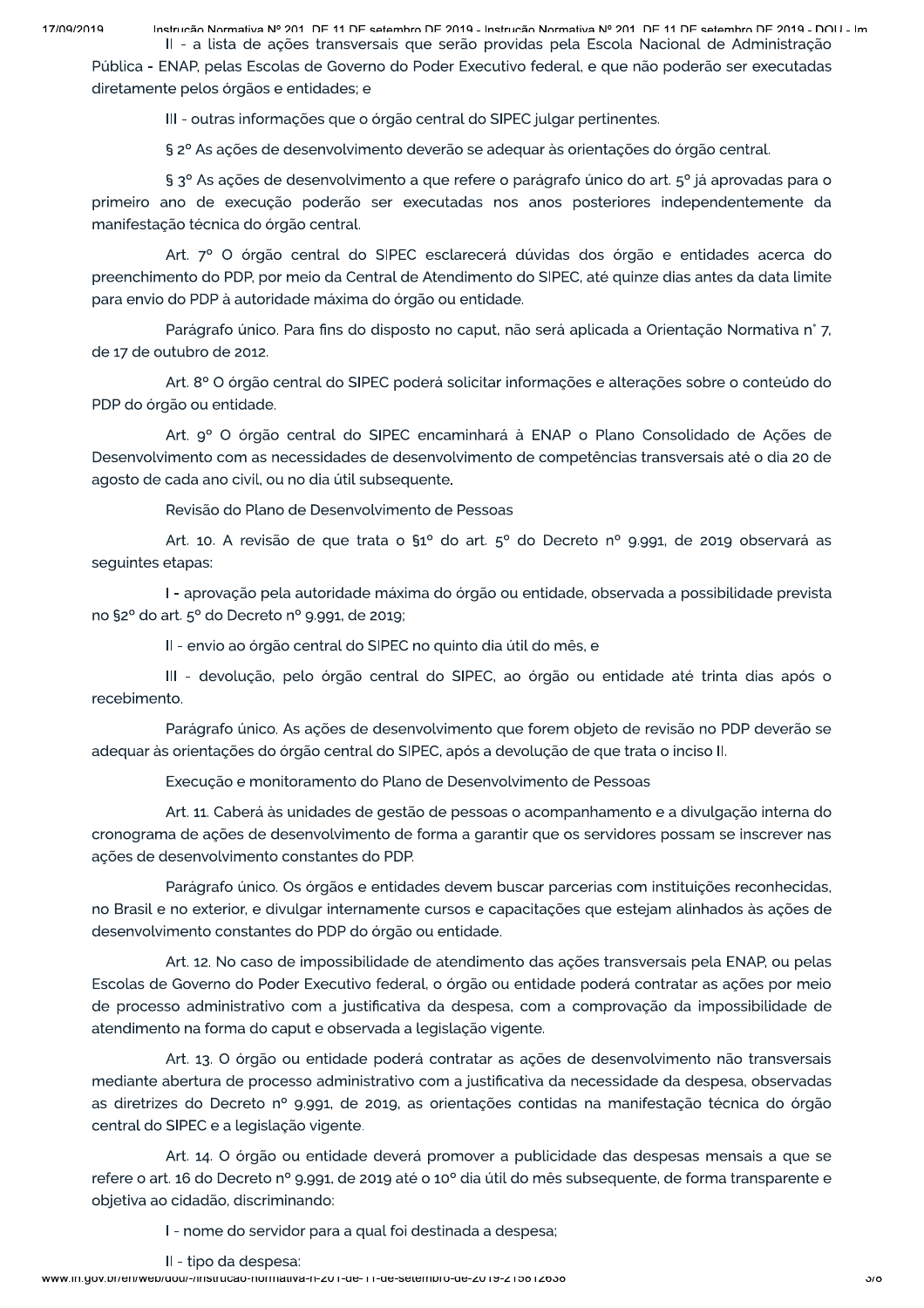II - a lista de ações transversais que serão providas pela Escola Nacional de Administração Pública - ENAP, pelas Escolas de Governo do Poder Executivo federal, e que não poderão ser executadas diretamente pelos órgãos e entidades; e

III - outras informações que o órgão central do SIPEC julgar pertinentes.

§ 2º As ações de desenvolvimento deverão se adequar às orientações do órgão central.

§ 3º As ações de desenvolvimento a que refere o parágrafo único do art. 5º já aprovadas para o primeiro ano de execução poderão ser executadas nos anos posteriores independentemente da manifestação técnica do órgão central.

Art. 7º O órgão central do SIPEC esclarecerá dúvidas dos órgão e entidades acerca do preenchimento do PDP, por meio da Central de Atendimento do SIPEC, até quinze dias antes da data limite para envio do PDP à autoridade máxima do órgão ou entidade.

Parágrafo único. Para fins do disposto no caput, não será aplicada a Orientação Normativa n° 7, de 17 de outubro de 2012.

Art. 8º O órgão central do SIPEC poderá solicitar informações e alterações sobre o conteúdo do PDP do órgão ou entidade.

Art. 9º O órgão central do SIPEC encaminhará à ENAP o Plano Consolidado de Ações de Desenvolvimento com as necessidades de desenvolvimento de competências transversais até o dia 20 de agosto de cada ano civil, ou no dia útil subsequente.

Revisão do Plano de Desenvolvimento de Pessoas

Art. 10. A revisão de que trata o §1º do art. 5º do Decreto nº 9.991, de 2019 observará as seguintes etapas:

I - aprovação pela autoridade máxima do órgão ou entidade, observada a possibilidade prevista no §2º do art. 5º do Decreto nº 9.991, de 2019;

II - envio ao órgão central do SIPEC no quinto dia útil do mês, e

III - devolução, pelo órgão central do SIPEC, ao órgão ou entidade até trinta dias após o recebimento.

Parágrafo único. As ações de desenvolvimento que forem objeto de revisão no PDP deverão se adequar às orientações do órgão central do SIPEC, após a devolução de que trata o inciso II.

Execução e monitoramento do Plano de Desenvolvimento de Pessoas

Art. 11. Caberá às unidades de gestão de pessoas o acompanhamento e a divulgação interna do cronograma de ações de desenvolvimento de forma a garantir que os servidores possam se inscrever nas ações de desenvolvimento constantes do PDP.

Parágrafo único. Os órgãos e entidades devem buscar parcerias com instituições reconhecidas, no Brasil e no exterior, e divulgar internamente cursos e capacitações que estejam alinhados às ações de desenvolvimento constantes do PDP do órgão ou entidade.

Art. 12. No caso de impossibilidade de atendimento das ações transversais pela ENAP, ou pelas Escolas de Governo do Poder Executivo federal, o órgão ou entidade poderá contratar as ações por meio de processo administrativo com a justificativa da despesa, com a comprovação da impossibilidade de atendimento na forma do caput e observada a legislação vigente.

Art. 13. O órgão ou entidade poderá contratar as ações de desenvolvimento não transversais mediante abertura de processo administrativo com a justificativa da necessidade da despesa, observadas as diretrizes do Decreto nº 9.991, de 2019, as orientações contidas na manifestação técnica do órgão central do SIPEC e a legislação vigente.

Art. 14. O órgão ou entidade deverá promover a publicidade das despesas mensais a que se refere o art. 16 do Decreto nº 9.991, de 2019 até o 10º dia útil do mês subsequente, de forma transparente e objetiva ao cidadão, discriminando:

I - nome do servidor para a qual foi destinada a despesa;

II - tipo da despesa;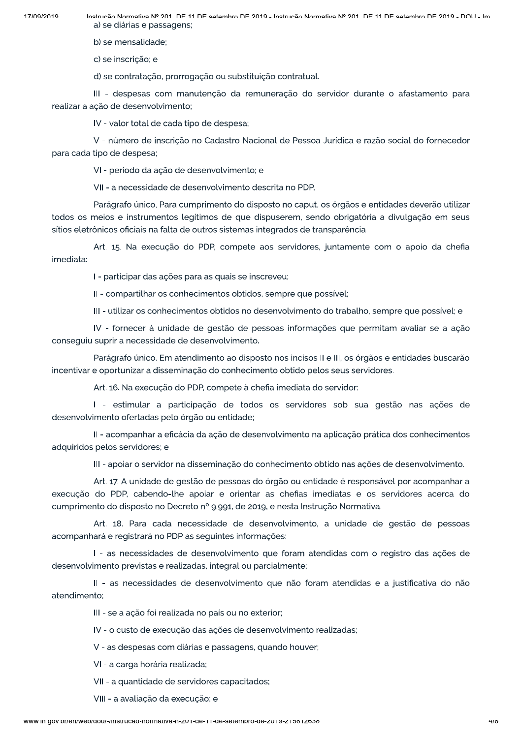a) se diárias e passagens;

b) se mensalidade;

c) se inscrição; e

d) se contratação, prorrogação ou substituição contratual.

III - despesas com manutenção da remuneração do servidor durante o afastamento para realizar a ação de desenvolvimento;

IV - valor total de cada tipo de despesa;

V - número de inscrição no Cadastro Nacional de Pessoa Jurídica e razão social do fornecedor para cada tipo de despesa;

VI - período da ação de desenvolvimento; e

VII - a necessidade de desenvolvimento descrita no PDP.

Parágrafo único. Para cumprimento do disposto no caput, os órgãos e entidades deverão utilizar todos os meios e instrumentos legítimos de que dispuserem, sendo obrigatória a divulgação em seus sítios eletrônicos oficiais na falta de outros sistemas integrados de transparência.

Art. 15. Na execução do PDP, compete aos servidores, juntamente com o apoio da chefia imediata:

I - participar das ações para as quais se inscreveu;

II - compartilhar os conhecimentos obtidos, sempre que possível;

III - utilizar os conhecimentos obtidos no desenvolvimento do trabalho, sempre que possível; e

IV - fornecer à unidade de gestão de pessoas informações que permitam avaliar se a ação conseguiu suprir a necessidade de desenvolvimento.

Parágrafo único. Em atendimento ao disposto nos incisos II e III, os órgãos e entidades buscarão incentivar e oportunizar a disseminação do conhecimento obtido pelos seus servidores.

Art. 16. Na execução do PDP, compete à chefia imediata do servidor:

I - estimular a participação de todos os servidores sob sua gestão nas ações de desenvolvimento ofertadas pelo órgão ou entidade;

II - acompanhar a eficácia da ação de desenvolvimento na aplicação prática dos conhecimentos adquiridos pelos servidores; e

III - apoiar o servidor na disseminação do conhecimento obtido nas ações de desenvolvimento.

Art. 17. A unidade de gestão de pessoas do órgão ou entidade é responsável por acompanhar a execução do PDP, cabendo-lhe apoiar e orientar as chefias imediatas e os servidores acerca do cumprimento do disposto no Decreto nº 9.991, de 2019, e nesta Instrução Normativa.

Art. 18. Para cada necessidade de desenvolvimento, a unidade de gestão de pessoas acompanhará e registrará no PDP as seguintes informações:

I - as necessidades de desenvolvimento que foram atendidas com o registro das ações de desenvolvimento previstas e realizadas, integral ou parcialmente;

II - as necessidades de desenvolvimento que não foram atendidas e a justificativa do não atendimento;

III - se a ação foi realizada no país ou no exterior;

IV - o custo de execução das ações de desenvolvimento realizadas;

V - as despesas com diárias e passagens, quando houver;

VI - a carga horária realizada;

VII - a quantidade de servidores capacitados;

VIII - a avaliação da execução; e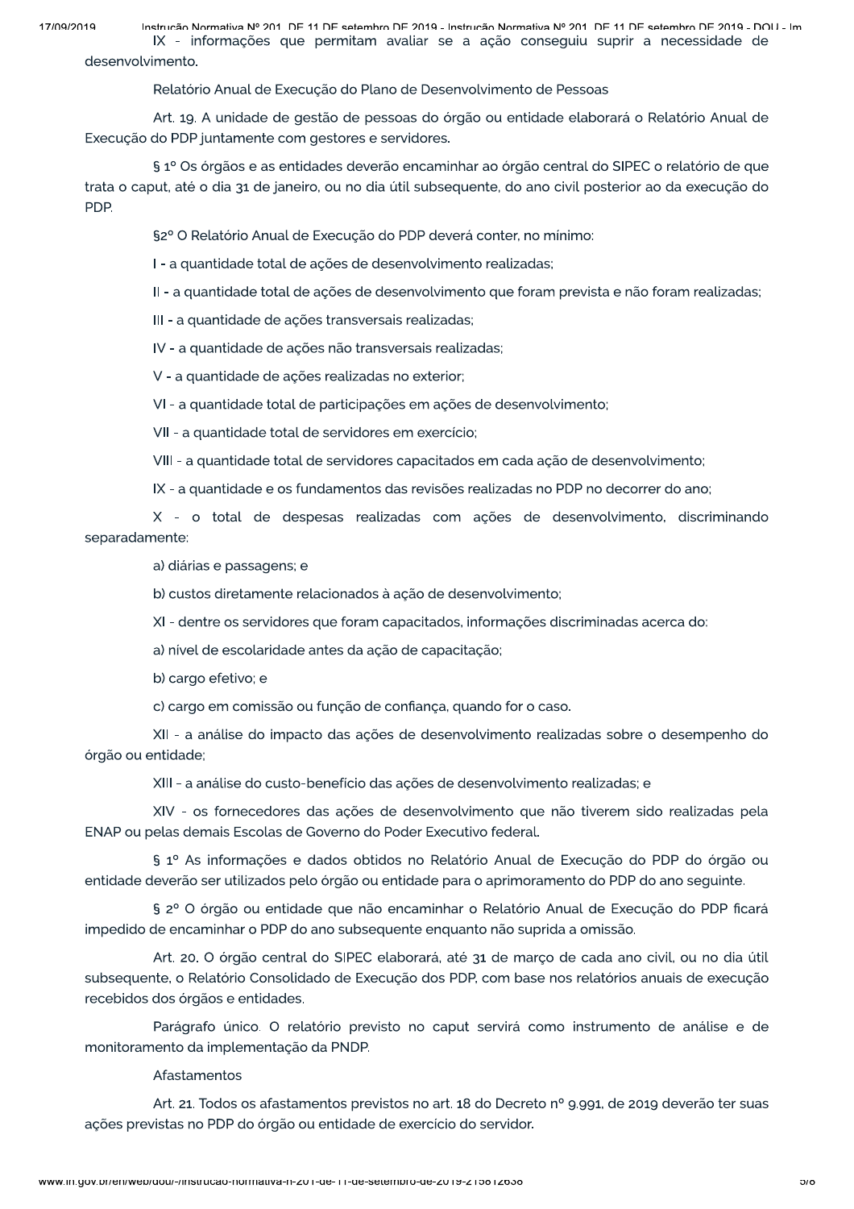IX - informações que permitam avaliar se a ação conseguiu suprir a necessidade de desenvolvimento.

Relatório Anual de Execução do Plano de Desenvolvimento de Pessoas

Art. 19. A unidade de gestão de pessoas do órgão ou entidade elaborará o Relatório Anual de Execução do PDP juntamente com gestores e servidores.

§ 1º Os órgãos e as entidades deverão encaminhar ao órgão central do SIPEC o relatório de que trata o caput, até o dia 31 de janeiro, ou no dia útil subsequente, do ano civil posterior ao da execução do PDP.

§2º O Relatório Anual de Execução do PDP deverá conter, no mínimo:

I - a quantidade total de ações de desenvolvimento realizadas;

II - a quantidade total de ações de desenvolvimento que foram prevista e não foram realizadas;

III - a quantidade de ações transversais realizadas;

IV - a quantidade de ações não transversais realizadas;

V - a quantidade de ações realizadas no exterior;

VI - a quantidade total de participações em ações de desenvolvimento;

VII - a quantidade total de servidores em exercício;

VIII - a quantidade total de servidores capacitados em cada ação de desenvolvimento;

IX - a quantidade e os fundamentos das revisões realizadas no PDP no decorrer do ano;

X - o total de despesas realizadas com ações de desenvolvimento, discriminando separadamente:

a) diárias e passagens; e

b) custos diretamente relacionados à ação de desenvolvimento;

XI - dentre os servidores que foram capacitados, informações discriminadas acerca do:

a) nível de escolaridade antes da ação de capacitação;

b) cargo efetivo; e

c) cargo em comissão ou função de confiança, quando for o caso.

XII - a análise do impacto das ações de desenvolvimento realizadas sobre o desempenho do órgão ou entidade;

XIII - a análise do custo-benefício das ações de desenvolvimento realizadas; e

XIV - os fornecedores das ações de desenvolvimento que não tiverem sido realizadas pela ENAP ou pelas demais Escolas de Governo do Poder Executivo federal.

§ 1º As informações e dados obtidos no Relatório Anual de Execução do PDP do órgão ou entidade deverão ser utilizados pelo órgão ou entidade para o aprimoramento do PDP do ano seguinte.

§ 2º O órgão ou entidade que não encaminhar o Relatório Anual de Execução do PDP ficará impedido de encaminhar o PDP do ano subsequente enquanto não suprida a omissão.

Art. 20. O órgão central do SIPEC elaborará, até 31 de março de cada ano civil, ou no dia útil subsequente, o Relatório Consolidado de Execução dos PDP, com base nos relatórios anuais de execução recebidos dos órgãos e entidades.

Parágrafo único. O relatório previsto no caput servirá como instrumento de análise e de monitoramento da implementação da PNDP.

Afastamentos

Art. 21. Todos os afastamentos previstos no art. 18 do Decreto nº 9.991, de 2019 deverão ter suas ações previstas no PDP do órgão ou entidade de exercício do servidor.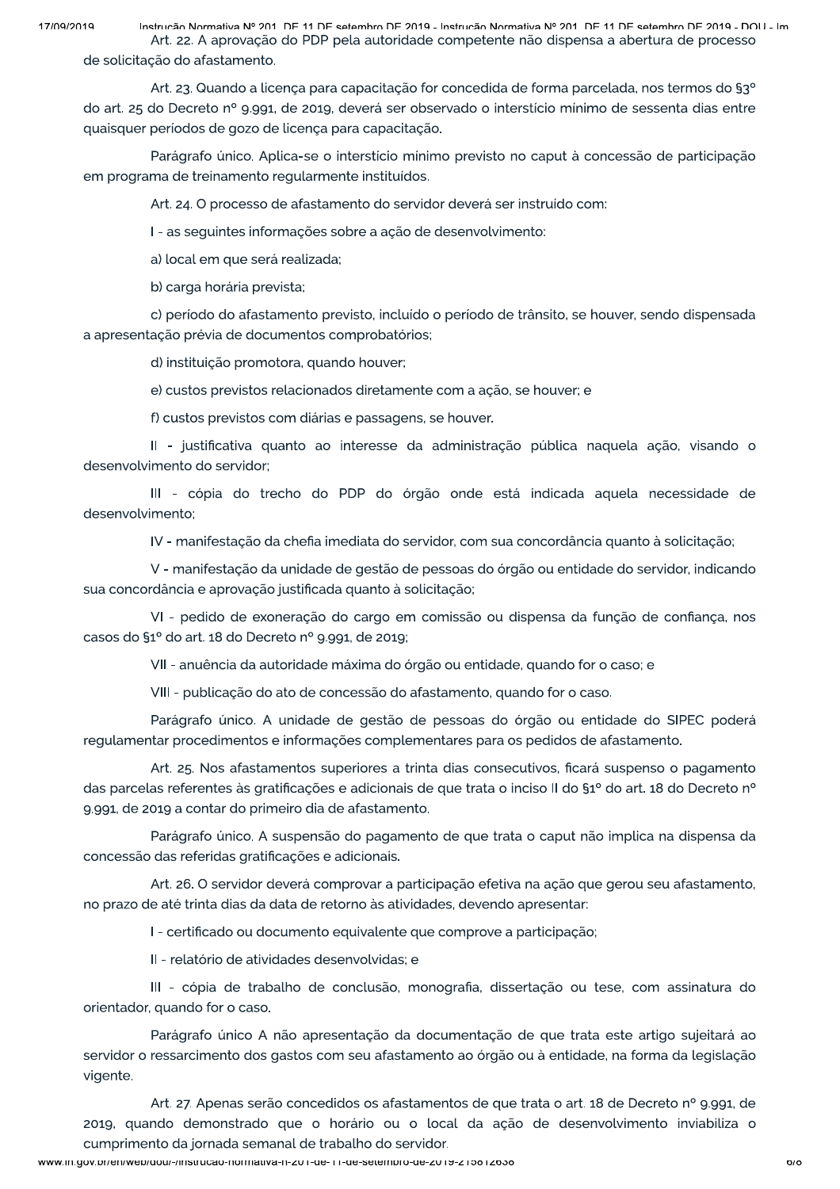Art. 22. A aprovação do PDP pela autoridade competente não dispensa a abertura de processo de solicitação do afastamento.

Art. 23. Quando a licença para capacitação for concedida de forma parcelada, nos termos do §3º do art. 25 do Decreto nº 9.991, de 2019, deverá ser observado o interstício mínimo de sessenta dias entre quaisquer períodos de gozo de licença para capacitação.

Parágrafo único. Aplica-se o interstício mínimo previsto no caput à concessão de participação em programa de treinamento regularmente instituídos.

Art. 24. O processo de afastamento do servidor deverá ser instruído com:

I - as seguintes informações sobre a ação de desenvolvimento:

a) local em que será realizada;

b) carga horária prevista;

c) período do afastamento previsto, incluído o período de trânsito, se houver, sendo dispensada a apresentação prévia de documentos comprobatórios;

d) instituição promotora, quando houver;

e) custos previstos relacionados diretamente com a ação, se houver; e

f) custos previstos com diárias e passagens, se houver.

II - justificativa quanto ao interesse da administração pública naquela ação, visando o desenvolvimento do servidor;

III - cópia do trecho do PDP do órgão onde está indicada aquela necessidade de desenvolvimento;

IV - manifestação da chefia imediata do servidor, com sua concordância quanto à solicitação;

V - manifestação da unidade de gestão de pessoas do órgão ou entidade do servidor, indicando sua concordância e aprovação justificada quanto à solicitação;

VI - pedido de exoneração do cargo em comissão ou dispensa da função de confiança, nos casos do §1º do art. 18 do Decreto nº 9.991, de 2019;

VII - anuência da autoridade máxima do órgão ou entidade, quando for o caso; e

VIII - publicação do ato de concessão do afastamento, quando for o caso.

Parágrafo único. A unidade de gestão de pessoas do órgão ou entidade do SIPEC poderá regulamentar procedimentos e informações complementares para os pedidos de afastamento.

Art. 25. Nos afastamentos superiores a trinta dias consecutivos, ficará suspenso o pagamento das parcelas referentes às gratificações e adicionais de que trata o inciso II do §1º do art. 18 do Decreto nº 9.991, de 2019 a contar do primeiro dia de afastamento.

Parágrafo único. A suspensão do pagamento de que trata o caput não implica na dispensa da concessão das referidas gratificações e adicionais.

Art. 26. O servidor deverá comprovar a participação efetiva na ação que gerou seu afastamento, no prazo de até trinta dias da data de retorno às atividades, devendo apresentar:

I - certificado ou documento equivalente que comprove a participação;

II - relatório de atividades desenvolvidas; e

III - cópia de trabalho de conclusão, monografia, dissertação ou tese, com assinatura do orientador, quando for o caso.

Parágrafo único A não apresentação da documentação de que trata este artigo sujeitará ao servidor o ressarcimento dos gastos com seu afastamento ao órgão ou à entidade, na forma da legislação vigente.

Art. 27. Apenas serão concedidos os afastamentos de que trata o art. 18 de Decreto nº 9.991, de 2019, quando demonstrado que o horário ou o local da ação de desenvolvimento inviabiliza o cumprimento da jornada semanal de trabalho do servidor.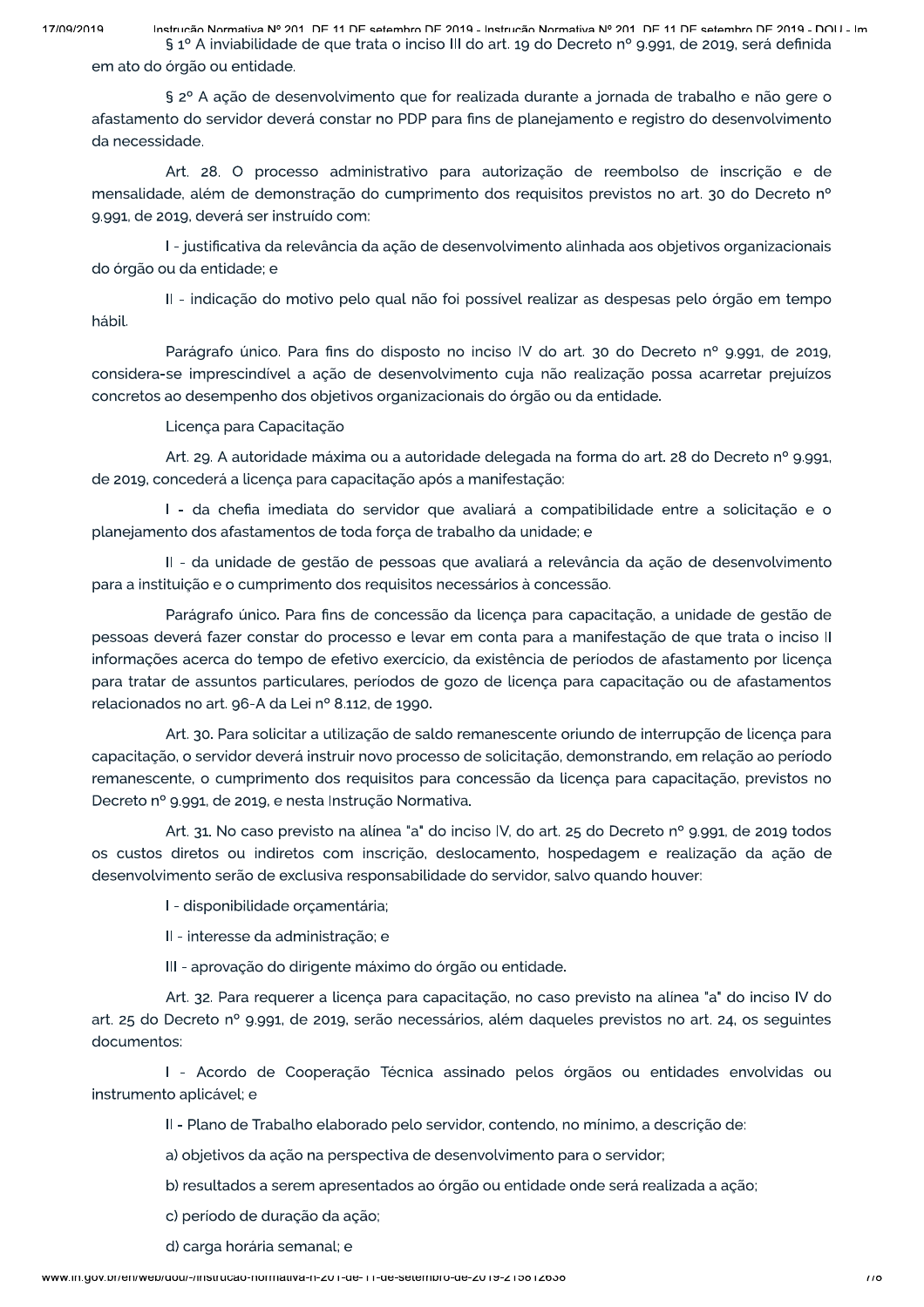§ 1º A inviabilidade de que trata o inciso III do art. 19 do Decreto nº 9.991, de 2019, será definida em ato do órgão ou entidade.

§ 2º A ação de desenvolvimento que for realizada durante a jornada de trabalho e não gere o afastamento do servidor deverá constar no PDP para fins de planejamento e registro do desenvolvimento da necessidade.

Art. 28. O processo administrativo para autorização de reembolso de inscrição e de mensalidade, além de demonstração do cumprimento dos requisitos previstos no art. 30 do Decreto nº 9.991, de 2019, deverá ser instruído com:

I - justificativa da relevância da ação de desenvolvimento alinhada aos objetivos organizacionais do órgão ou da entidade; e

II - indicação do motivo pelo qual não foi possível realizar as despesas pelo órgão em tempo hábil.

Parágrafo único. Para fins do disposto no inciso IV do art. 30 do Decreto nº 9.991, de 2019, considera-se imprescindível a ação de desenvolvimento cuja não realização possa acarretar prejuízos concretos ao desempenho dos objetivos organizacionais do órgão ou da entidade.

Licença para Capacitação

Art. 29. A autoridade máxima ou a autoridade delegada na forma do art. 28 do Decreto nº 9.991, de 2019, concederá a licença para capacitação após a manifestação:

I - da chefia imediata do servidor que avaliará a compatibilidade entre a solicitação e o planejamento dos afastamentos de toda força de trabalho da unidade; e

II - da unidade de gestão de pessoas que avaliará a relevância da ação de desenvolvimento para a instituição e o cumprimento dos requisitos necessários à concessão.

Parágrafo único. Para fins de concessão da licença para capacitação, a unidade de gestão de pessoas deverá fazer constar do processo e levar em conta para a manifestação de que trata o inciso II informações acerca do tempo de efetivo exercício, da existência de períodos de afastamento por licença para tratar de assuntos particulares, períodos de gozo de licença para capacitação ou de afastamentos relacionados no art. 96-A da Lei nº 8.112, de 1990.

Art. 30. Para solicitar a utilização de saldo remanescente oriundo de interrupção de licença para capacitação, o servidor deverá instruir novo processo de solicitação, demonstrando, em relação ao período remanescente, o cumprimento dos requisitos para concessão da licença para capacitação, previstos no Decreto nº 9.991, de 2019, e nesta Instrução Normativa.

Art. 31. No caso previsto na alínea "a" do inciso IV, do art. 25 do Decreto nº 9.991, de 2019 todos os custos diretos ou indiretos com inscrição, deslocamento, hospedagem e realização da ação de desenvolvimento serão de exclusiva responsabilidade do servidor, salvo quando houver:

I - disponibilidade orçamentária;

II - interesse da administração; e

III - aprovação do dirigente máximo do órgão ou entidade.

Art. 32. Para requerer a licença para capacitação, no caso previsto na alínea "a" do inciso IV do art. 25 do Decreto nº 9.991, de 2019, serão necessários, além daqueles previstos no art. 24, os seguintes documentos:

I - Acordo de Cooperação Técnica assinado pelos órgãos ou entidades envolvidas ou instrumento aplicável; e

II - Plano de Trabalho elaborado pelo servidor, contendo, no mínimo, a descrição de:

a) objetivos da ação na perspectiva de desenvolvimento para o servidor;

b) resultados a serem apresentados ao órgão ou entidade onde será realizada a ação;

c) período de duração da ação;

d) carga horária semanal; e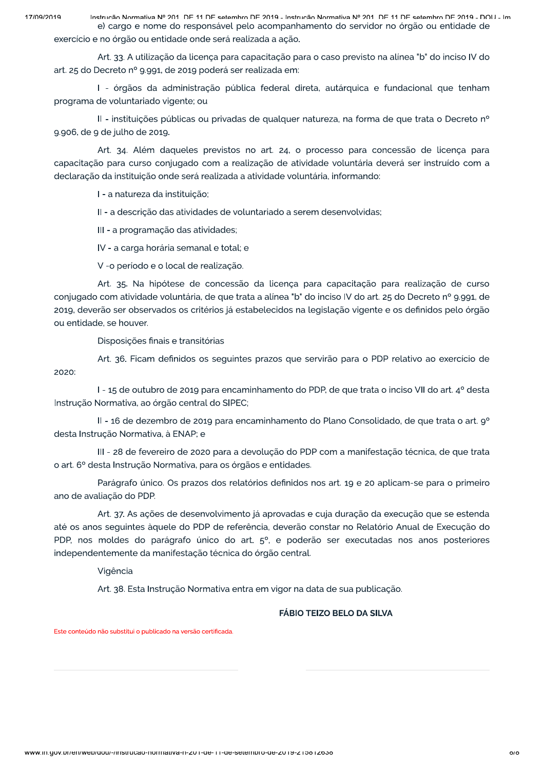e) cargo e nome do responsável pelo acompanhamento do servidor no órgão ou entidade de exercício e no órgão ou entidade onde será realizada a ação.

Art. 33. A utilização da licença para capacitação para o caso previsto na alínea "b" do inciso IV do art. 25 do Decreto nº 9.991, de 2019 poderá ser realizada em:

I - órgãos da administração pública federal direta, autárquica e fundacional que tenham programa de voluntariado vigente; ou

II - instituições públicas ou privadas de qualquer natureza, na forma de que trata o Decreto nº 9.906, de 9 de julho de 2019.

Art. 34. Além daqueles previstos no art. 24, o processo para concessão de licença para capacitação para curso conjugado com a realização de atividade voluntária deverá ser instruído com a declaração da instituição onde será realizada a atividade voluntária, informando:

I - a natureza da instituição;

II - a descrição das atividades de voluntariado a serem desenvolvidas;

III - a programação das atividades;

IV - a carga horária semanal e total; e

V -o período e o local de realização.

Art. 35. Na hipótese de concessão da licença para capacitação para realização de curso conjugado com atividade voluntária, de que trata a alínea "b" do inciso IV do art. 25 do Decreto nº 9.991, de 2019, deverão ser observados os critérios já estabelecidos na legislação vigente e os definidos pelo órgão ou entidade, se houver.

Disposições finais e transitórias

Art. 36. Ficam definidos os seguintes prazos que servirão para o PDP relativo ao exercício de 2020:

I - 15 de outubro de 2019 para encaminhamento do PDP, de que trata o inciso VII do art. 4º desta Instrução Normativa, ao órgão central do SIPEC;

II - 16 de dezembro de 2019 para encaminhamento do Plano Consolidado, de que trata o art. 9º desta Instrução Normativa, à ENAP; e

III - 28 de fevereiro de 2020 para a devolução do PDP com a manifestação técnica, de que trata o art. 6º desta Instrução Normativa, para os órgãos e entidades.

Parágrafo único. Os prazos dos relatórios definidos nos art. 19 e 20 aplicam-se para o primeiro ano de avaliação do PDP.

Art. 37. As ações de desenvolvimento já aprovadas e cuja duração da execução que se estenda até os anos seguintes àquele do PDP de referência, deverão constar no Relatório Anual de Execução do PDP, nos moldes do parágrafo único do art. 5º, e poderão ser executadas nos anos posteriores independentemente da manifestação técnica do órgão central.

Vigência

Art. 38. Esta Instrução Normativa entra em vigor na data de sua publicação.

**FÁBIO TEIZO BELO DA SILVA**

Este conteúdo não substitui o publicado na versão certificada.